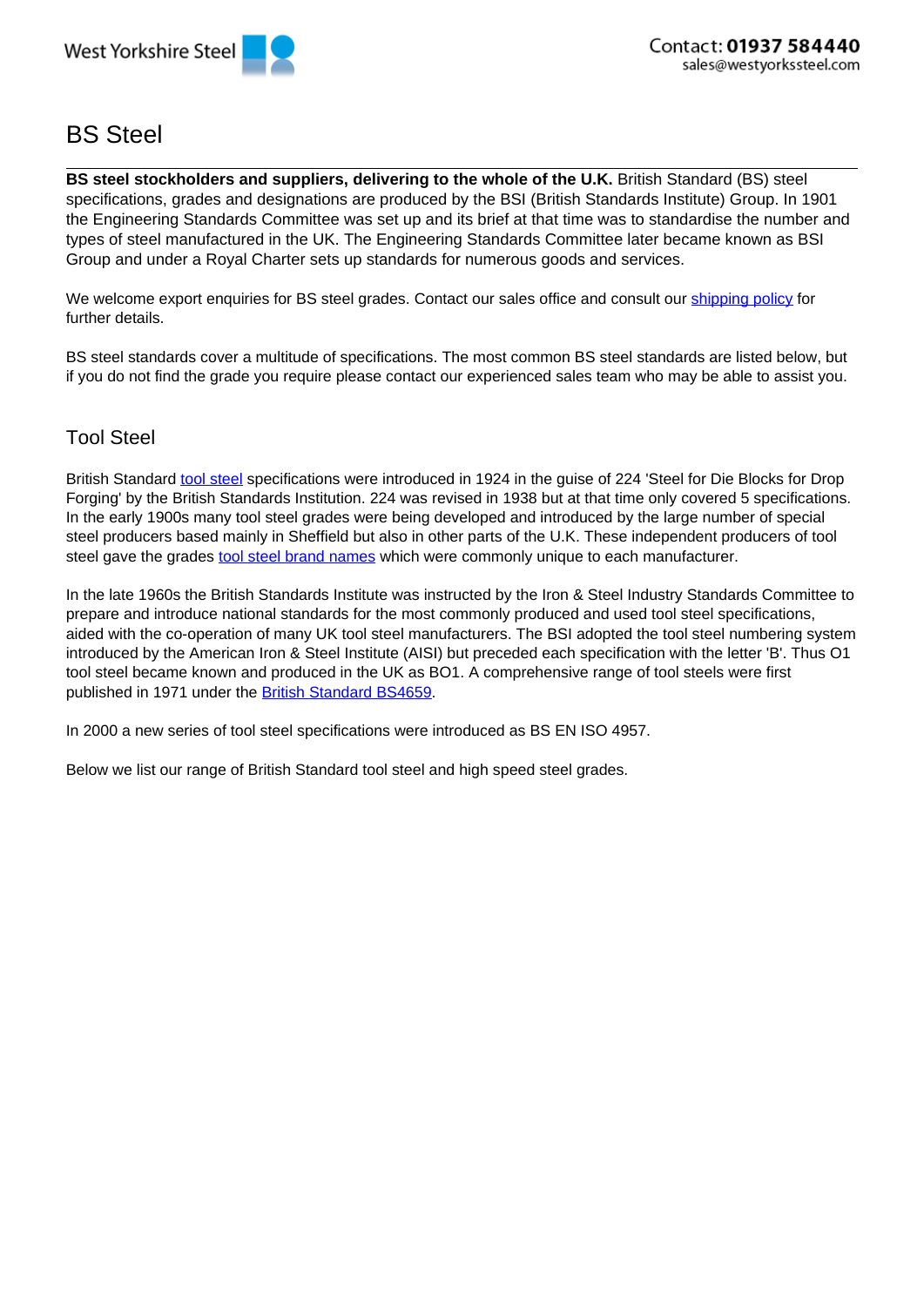# BS Steel

**BS steel stockholders and suppliers, delivering to the whole of the U.K.** British Standard (BS) steel specifications, grades and designations are produced by the BSI (British Standards Institute) Group. In 1901 the Engineering Standards Committee was set up and its brief at that time was to standardise the number and types of steel manufactured in the UK. The Engineering Standards Committee later became known as BSI Group and under a Royal Charter sets up standards for numerous goods and services.

We welcome export enquiries for BS steel grades. Contact our sales office and consult our shipping policy for further details.

BS steel standards cover a multitude of specifications. The most common BS steel standards are listed below, but if you do not find the grade you require please contact our experienced sales team who may be able to assist you.

## Tool Steel

British Standard tool steel specifications were introduced in 1924 in the guise of 224 'Steel for Die Blocks for Drop Forging' by the British Standards Institution. 224 was revised in 1938 but at that time only covered 5 specifications. In the early 1900s many tool steel grades were being developed and introduced by the large number of special steel producers based mainly in Sheffield but also in other parts of the U.K. These independent producers of tool steel gave the grades tool steel brand names which were commonly unique to each manufacturer.

In the late 1960s the British Standards Institute was instructed by the Iron & Steel Industry Standards Committee to prepare and introduce national standards for the most commonly produced and used tool steel specifications, aided with the co-operation of many UK tool steel manufacturers. The BSI adopted the tool steel numbering system introduced by the American Iron & Steel Institute (AISI) but preceded each specification with the letter 'B'. Thus O1 tool steel became known and produced in the UK as BO1. A comprehensive range of tool steels were first published in 1971 under the British Standard BS4659.

In 2000 a new series of tool steel specifications were introduced as BS EN ISO 4957.

Below we list our range of British Standard tool steel and high speed steel grades.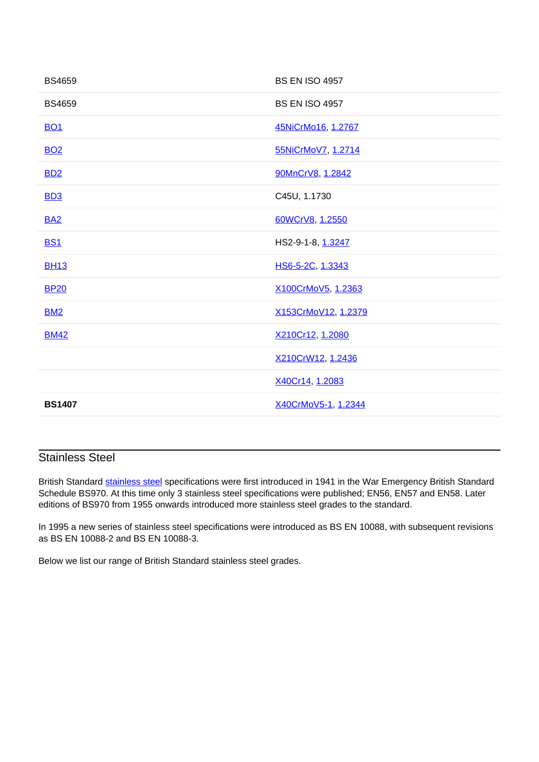| BS4659 | BS EN ISO 4957 |
| --- | --- |
| BS4659 | BS EN ISO 4957 |
| BO1 | 45NiCrMo16, 1.2767 |
| BO2 | 55NiCrMoV7, 1.2714 |
| BD2 | 90MnCrV8, 1.2842 |
| BD3 | C45U, 1.1730 |
| BA2 | 60WCrV8, 1.2550 |
| BS1 | HS2-9-1-8, 1.3247 |
| BH13 | HS6-5-2C, 1.3343 |
| BP20 | X100CrMoV5, 1.2363 |
| BM2 | X153CrMoV12, 1.2379 |
| BM42 | X210Cr12, 1.2080 |
| | X210CrW12, 1.2436 |
| | X40Cr14, 1.2083 |
| **BS1407** | X40CrMoV5-1, 1.2344 |

## Stainless Steel

British Standard stainless steel specifications were first introduced in 1941 in the War Emergency British Standard Schedule BS970. At this time only 3 stainless steel specifications were published; EN56, EN57 and EN58. Later editions of BS970 from 1955 onwards introduced more stainless steel grades to the standard.

In 1995 a new series of stainless steel specifications were introduced as BS EN 10088, with subsequent revisions as BS EN 10088-2 and BS EN 10088-3.

Below we list our range of British Standard stainless steel grades.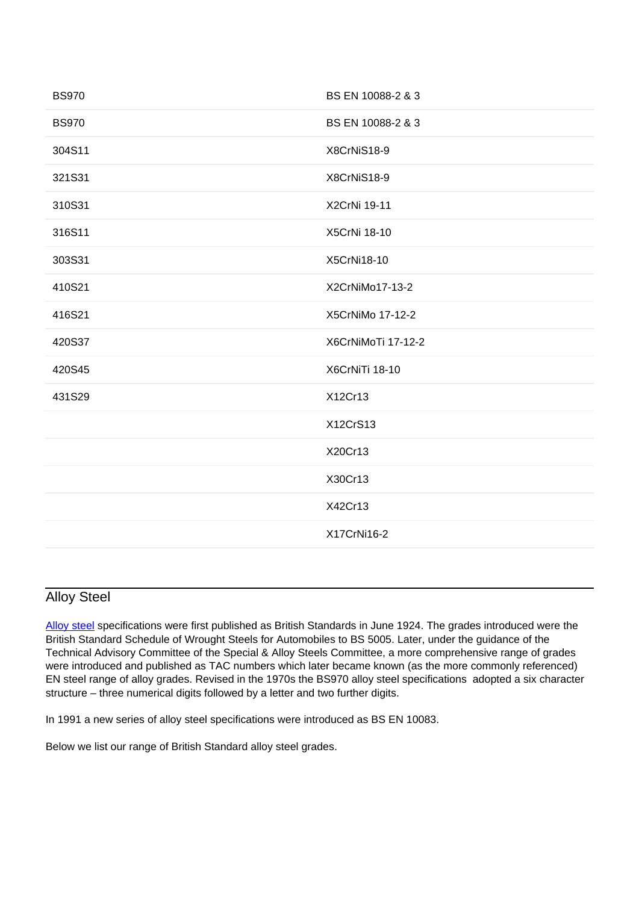| BS970 | BS EN 10088-2 & 3 |
|---|---|
| BS970 | BS EN 10088-2 & 3 |
| 304S11 | X8CrNiS18-9 |
| 321S31 | X8CrNiS18-9 |
| 310S31 | X2CrNi 19-11 |
| 316S11 | X5CrNi 18-10 |
| 303S31 | X5CrNi18-10 |
| 410S21 | X2CrNiMo17-13-2 |
| 416S21 | X5CrNiMo 17-12-2 |
| 420S37 | X6CrNiMoTi 17-12-2 |
| 420S45 | X6CrNiTi 18-10 |
| 431S29 | X12Cr13 |
| | X12CrS13 |
| | X20Cr13 |
| | X30Cr13 |
| | X42Cr13 |
| | X17CrNi16-2 |

## Alloy Steel

Alloy steel specifications were first published as British Standards in June 1924. The grades introduced were the British Standard Schedule of Wrought Steels for Automobiles to BS 5005. Later, under the guidance of the Technical Advisory Committee of the Special & Alloy Steels Committee, a more comprehensive range of grades were introduced and published as TAC numbers which later became known (as the more commonly referenced) EN steel range of alloy grades. Revised in the 1970s the BS970 alloy steel specifications adopted a six character structure – three numerical digits followed by a letter and two further digits.

In 1991 a new series of alloy steel specifications were introduced as BS EN 10083.

Below we list our range of British Standard alloy steel grades.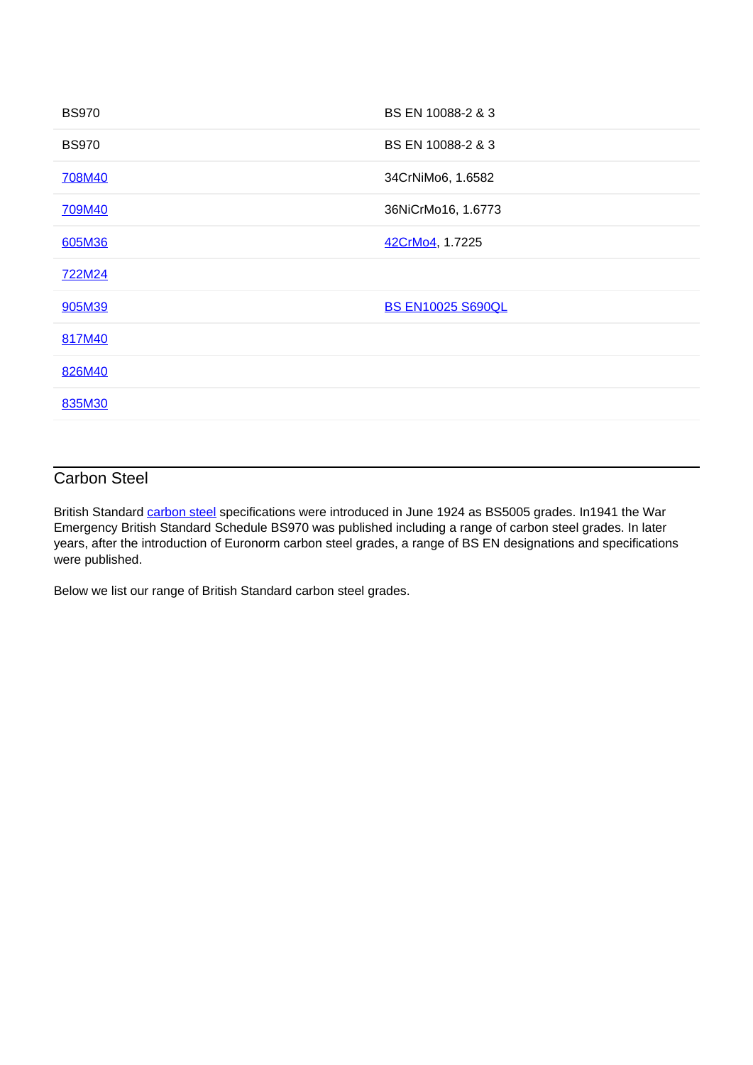| BS970 | BS EN 10088-2 & 3 |
|---|---|
| BS970 | BS EN 10088-2 & 3 |
| 708M40 | 34CrNiMo6, 1.6582 |
| 709M40 | 36NiCrMo16, 1.6773 |
| 605M36 | 42CrMo4, 1.7225 |
| 722M24 | |
| 905M39 | BS EN10025 S690QL |
| 817M40 | |
| 826M40 | |
| 835M30 | |

## Carbon Steel

British Standard carbon steel specifications were introduced in June 1924 as BS5005 grades. In1941 the War Emergency British Standard Schedule BS970 was published including a range of carbon steel grades. In later years, after the introduction of Euronorm carbon steel grades, a range of BS EN designations and specifications were published.

Below we list our range of British Standard carbon steel grades.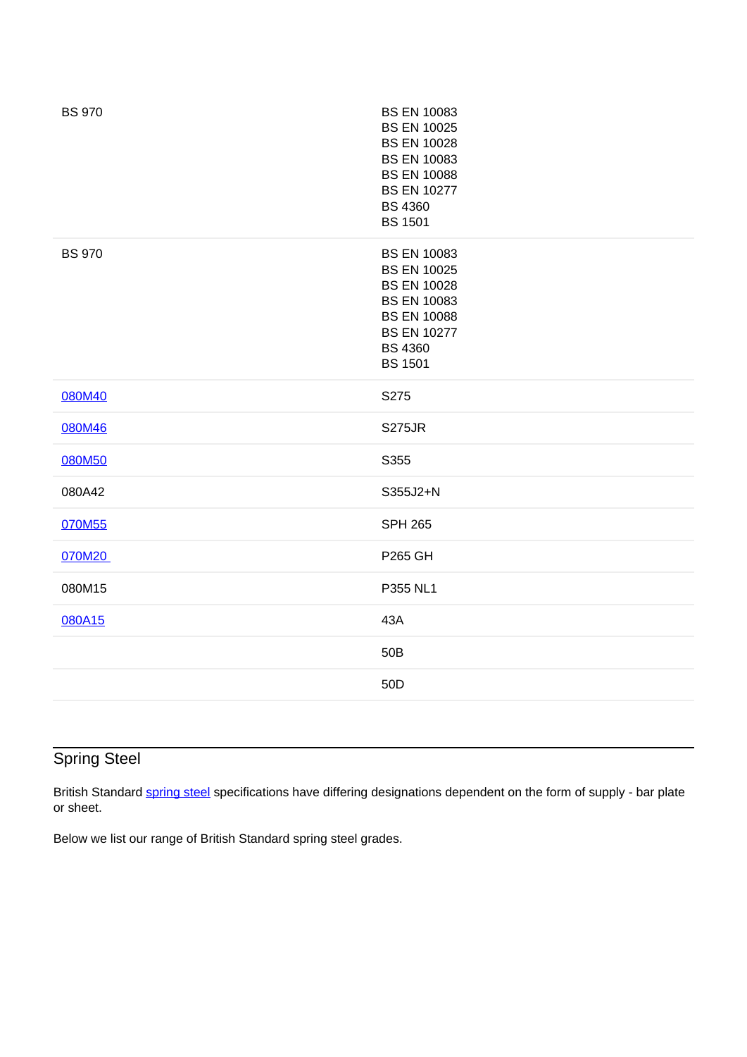| | |
|---|---|
| BS 970 | BS EN 10083<br>BS EN 10025<br>BS EN 10028<br>BS EN 10083<br>BS EN 10088<br>BS EN 10277<br>BS 4360<br>BS 1501 |
| BS 970 | BS EN 10083<br>BS EN 10025<br>BS EN 10028<br>BS EN 10083<br>BS EN 10088<br>BS EN 10277<br>BS 4360<br>BS 1501 |
| 080M40 | S275 |
| 080M46 | S275JR |
| 080M50 | S355 |
| 080A42 | S355J2+N |
| 070M55 | SPH 265 |
| 070M20 | P265 GH |
| 080M15 | P355 NL1 |
| 080A15 | 43A |
| | 50B |
| | 50D |

## Spring Steel

British Standard spring steel specifications have differing designations dependent on the form of supply - bar plate or sheet.

Below we list our range of British Standard spring steel grades.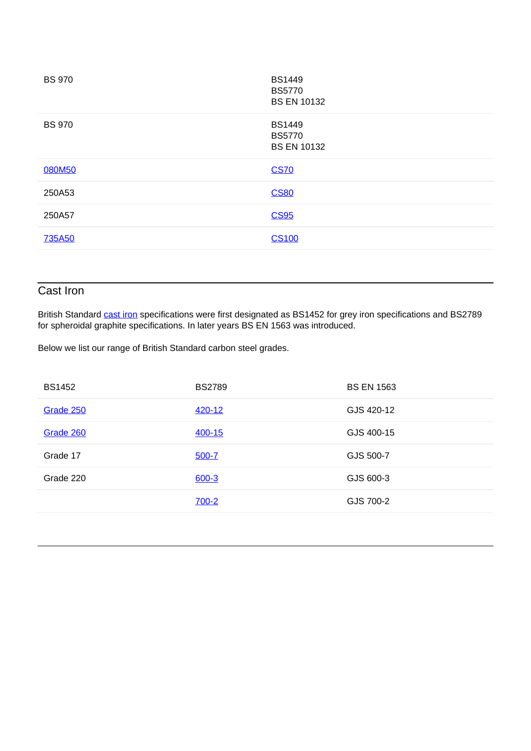| BS 970 | BS1449<br>BS5770<br>BS EN 10132 |
| --- | --- |
| BS 970 | BS1449<br>BS5770<br>BS EN 10132 |
| 080M50 | CS70 |
| 250A53 | CS80 |
| 250A57 | CS95 |
| 735A50 | CS100 |

## Cast Iron

British Standard cast iron specifications were first designated as BS1452 for grey iron specifications and BS2789 for spheroidal graphite specifications. In later years BS EN 1563 was introduced.

Below we list our range of British Standard carbon steel grades.

| BS1452 | BS2789 | BS EN 1563 |
| --- | --- | --- |
| Grade 250 | 420-12 | GJS 420-12 |
| Grade 260 | 400-15 | GJS 400-15 |
| Grade 17 | 500-7 | GJS 500-7 |
| Grade 220 | 600-3 | GJS 600-3 |
| | 700-2 | GJS 700-2 |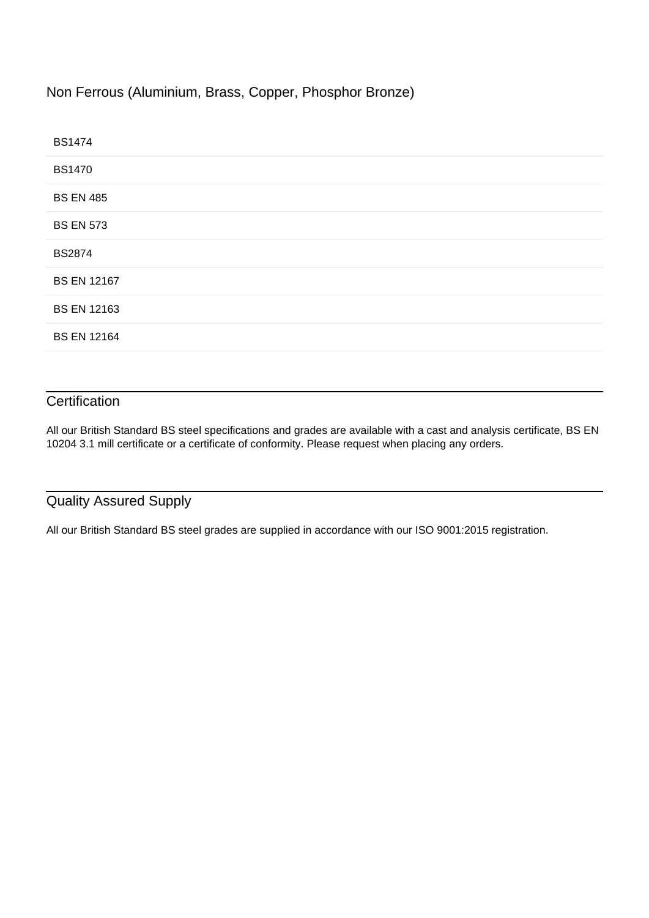## Non Ferrous (Aluminium, Brass, Copper, Phosphor Bronze)

| |
|---|
| BS1474 |
| BS1470 |
| BS EN 485 |
| BS EN 573 |
| BS2874 |
| BS EN 12167 |
| BS EN 12163 |
| BS EN 12164 |

## Certification

All our British Standard BS steel specifications and grades are available with a cast and analysis certificate, BS EN 10204 3.1 mill certificate or a certificate of conformity. Please request when placing any orders.

## Quality Assured Supply

All our British Standard BS steel grades are supplied in accordance with our ISO 9001:2015 registration.